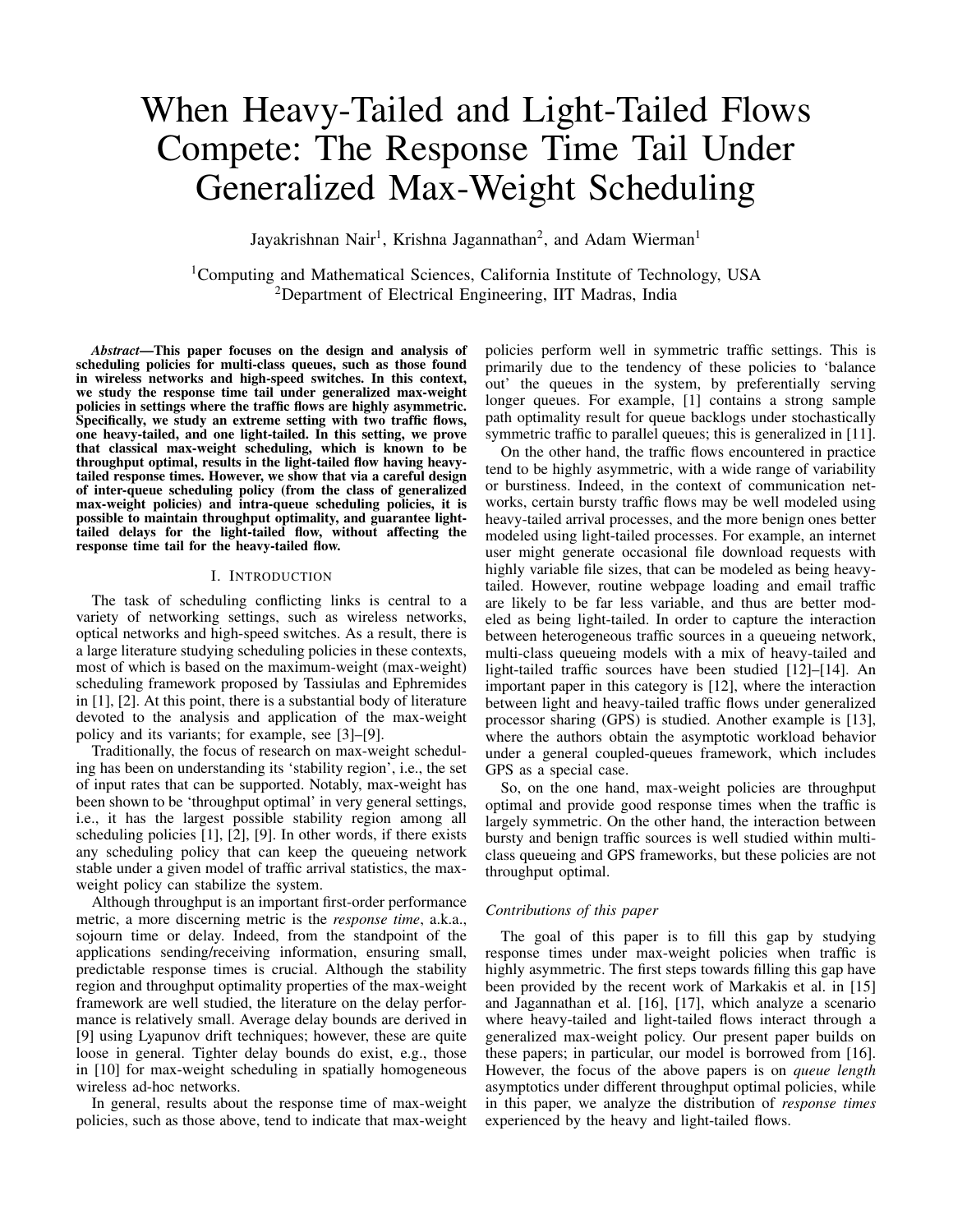# When Heavy-Tailed and Light-Tailed Flows Compete: The Response Time Tail Under Generalized Max-Weight Scheduling

Jayakrishnan Nair[1], Krishna Jagannathan[2], and Adam Wierman[1]

[1]Computing and Mathematical Sciences, California Institute of Technology, USA
[2]Department of Electrical Engineering, IIT Madras, India

***Abstract*—This paper focuses on the design and analysis of scheduling policies for multi-class queues, such as those found in wireless networks and high-speed switches. In this context, we study the response time tail under generalized max-weight policies in settings where the traffic flows are highly asymmetric. Specifically, we study an extreme setting with two traffic flows, one heavy-tailed, and one light-tailed. In this setting, we prove that classical max-weight scheduling, which is known to be throughput optimal, results in the light-tailed flow having heavy-tailed response times. However, we show that via a careful design of inter-queue scheduling policy (from the class of generalized max-weight policies) and intra-queue scheduling policies, it is possible to maintain throughput optimality, and guarantee light-tailed delays for the light-tailed flow, without affecting the response time tail for the heavy-tailed flow.**

## I. Introduction

The task of scheduling conflicting links is central to a variety of networking settings, such as wireless networks, optical networks and high-speed switches. As a result, there is a large literature studying scheduling policies in these contexts, most of which is based on the maximum-weight (max-weight) scheduling framework proposed by Tassiulas and Ephremides in [1], [2]. At this point, there is a substantial body of literature devoted to the analysis and application of the max-weight policy and its variants; for example, see [3]–[9].

Traditionally, the focus of research on max-weight scheduling has been on understanding its 'stability region', i.e., the set of input rates that can be supported. Notably, max-weight has been shown to be 'throughput optimal' in very general settings, i.e., it has the largest possible stability region among all scheduling policies [1], [2], [9]. In other words, if there exists any scheduling policy that can keep the queueing network stable under a given model of traffic arrival statistics, the max-weight policy can stabilize the system.

Although throughput is an important first-order performance metric, a more discerning metric is the *response time*, a.k.a., sojourn time or delay. Indeed, from the standpoint of the applications sending/receiving information, ensuring small, predictable response times is crucial. Although the stability region and throughput optimality properties of the max-weight framework are well studied, the literature on the delay performance is relatively small. Average delay bounds are derived in [9] using Lyapunov drift techniques; however, these are quite loose in general. Tighter delay bounds do exist, e.g., those in [10] for max-weight scheduling in spatially homogeneous wireless ad-hoc networks.

In general, results about the response time of max-weight policies, such as those above, tend to indicate that max-weight policies perform well in symmetric traffic settings. This is primarily due to the tendency of these policies to 'balance out' the queues in the system, by preferentially serving longer queues. For example, [1] contains a strong sample path optimality result for queue backlogs under stochastically symmetric traffic to parallel queues; this is generalized in [11].

On the other hand, the traffic flows encountered in practice tend to be highly asymmetric, with a wide range of variability or burstiness. Indeed, in the context of communication networks, certain bursty traffic flows may be well modeled using heavy-tailed arrival processes, and the more benign ones better modeled using light-tailed processes. For example, an internet user might generate occasional file download requests with highly variable file sizes, that can be modeled as being heavy-tailed. However, routine webpage loading and email traffic are likely to be far less variable, and thus are better modeled as being light-tailed. In order to capture the interaction between heterogeneous traffic sources in a queueing network, multi-class queueing models with a mix of heavy-tailed and light-tailed traffic sources have been studied [12]–[14]. An important paper in this category is [12], where the interaction between light and heavy-tailed traffic flows under generalized processor sharing (GPS) is studied. Another example is [13], where the authors obtain the asymptotic workload behavior under a general coupled-queues framework, which includes GPS as a special case.

So, on the one hand, max-weight policies are throughput optimal and provide good response times when the traffic is largely symmetric. On the other hand, the interaction between bursty and benign traffic sources is well studied within multi-class queueing and GPS frameworks, but these policies are not throughput optimal.

### *Contributions of this paper*

The goal of this paper is to fill this gap by studying response times under max-weight policies when traffic is highly asymmetric. The first steps towards filling this gap have been provided by the recent work of Markakis et al. in [15] and Jagannathan et al. [16], [17], which analyze a scenario where heavy-tailed and light-tailed flows interact through a generalized max-weight policy. Our present paper builds on these papers; in particular, our model is borrowed from [16]. However, the focus of the above papers is on *queue length* asymptotics under different throughput optimal policies, while in this paper, we analyze the distribution of *response times* experienced by the heavy and light-tailed flows.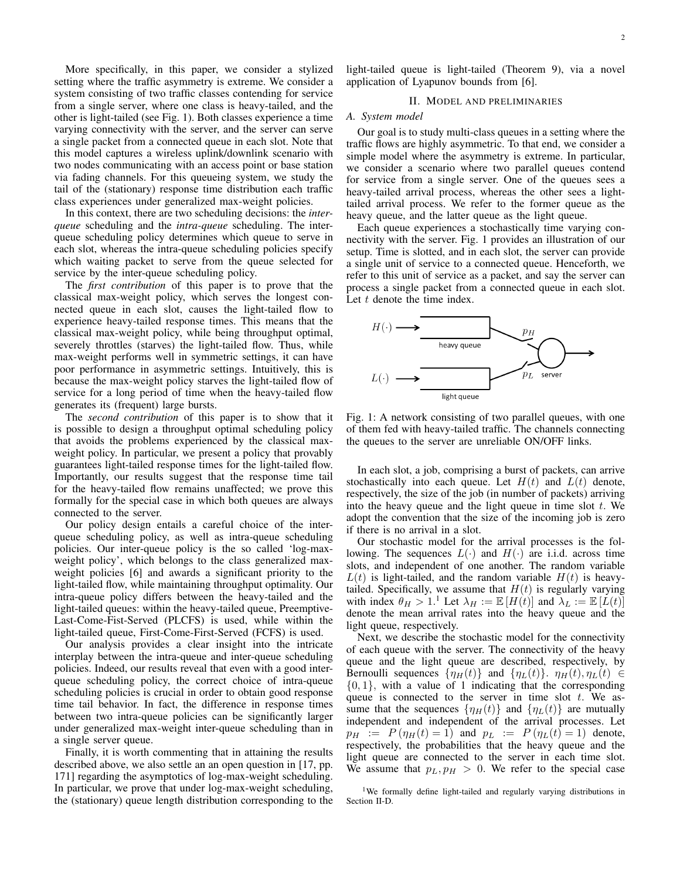More specifically, in this paper, we consider a stylized setting where the traffic asymmetry is extreme. We consider a system consisting of two traffic classes contending for service from a single server, where one class is heavy-tailed, and the other is light-tailed (see Fig. 1). Both classes experience a time varying connectivity with the server, and the server can serve a single packet from a connected queue in each slot. Note that this model captures a wireless uplink/downlink scenario with two nodes communicating with an access point or base station via fading channels. For this queueing system, we study the tail of the (stationary) response time distribution each traffic class experiences under generalized max-weight policies.

In this context, there are two scheduling decisions: the *inter-queue* scheduling and the *intra-queue* scheduling. The inter-queue scheduling policy determines which queue to serve in each slot, whereas the intra-queue scheduling policies specify which waiting packet to serve from the queue selected for service by the inter-queue scheduling policy.

The *first contribution* of this paper is to prove that the classical max-weight policy, which serves the longest connected queue in each slot, causes the light-tailed flow to experience heavy-tailed response times. This means that the classical max-weight policy, while being throughput optimal, severely throttles (starves) the light-tailed flow. Thus, while max-weight performs well in symmetric settings, it can have poor performance in asymmetric settings. Intuitively, this is because the max-weight policy starves the light-tailed flow of service for a long period of time when the heavy-tailed flow generates its (frequent) large bursts.

The *second contribution* of this paper is to show that it is possible to design a throughput optimal scheduling policy that avoids the problems experienced by the classical max-weight policy. In particular, we present a policy that provably guarantees light-tailed response times for the light-tailed flow. Importantly, our results suggest that the response time tail for the heavy-tailed flow remains unaffected; we prove this formally for the special case in which both queues are always connected to the server.

Our policy design entails a careful choice of the inter-queue scheduling policy, as well as intra-queue scheduling policies. Our inter-queue policy is the so called 'log-max-weight policy', which belongs to the class generalized max-weight policies [6] and awards a significant priority to the light-tailed flow, while maintaining throughput optimality. Our intra-queue policy differs between the heavy-tailed and the light-tailed queues: within the heavy-tailed queue, Preemptive-Last-Come-Fist-Served (PLCFS) is used, while within the light-tailed queue, First-Come-First-Served (FCFS) is used.

Our analysis provides a clear insight into the intricate interplay between the intra-queue and inter-queue scheduling policies. Indeed, our results reveal that even with a good inter-queue scheduling policy, the correct choice of intra-queue scheduling policies is crucial in order to obtain good response time tail behavior. In fact, the difference in response times between two intra-queue policies can be significantly larger under generalized max-weight inter-queue scheduling than in a single server queue.

Finally, it is worth commenting that in attaining the results described above, we also settle an an open question in [17, pp. 171] regarding the asymptotics of log-max-weight scheduling. In particular, we prove that under log-max-weight scheduling, the (stationary) queue length distribution corresponding to the light-tailed queue is light-tailed (Theorem 9), via a novel application of Lyapunov bounds from [6].

## II. Model and preliminaries

### A. System model

Our goal is to study multi-class queues in a setting where the traffic flows are highly asymmetric. To that end, we consider a simple model where the asymmetry is extreme. In particular, we consider a scenario where two parallel queues contend for service from a single server. One of the queues sees a heavy-tailed arrival process, whereas the other sees a light-tailed arrival process. We refer to the former queue as the heavy queue, and the latter queue as the light queue.

Each queue experiences a stochastically time varying connectivity with the server. Fig. 1 provides an illustration of our setup. Time is slotted, and in each slot, the server can provide a single unit of service to a connected queue. Henceforth, we refer to this unit of service as a packet, and say the server can process a single packet from a connected queue in each slot. Let $t$ denote the time index.

$H(\cdot)$

heavy queue

$p_H$

$L(\cdot)$

$p_L$ server

light queue

Fig. 1: A network consisting of two parallel queues, with one of them fed with heavy-tailed traffic. The channels connecting the queues to the server are unreliable ON/OFF links.

In each slot, a job, comprising a burst of packets, can arrive stochastically into each queue. Let $H(t)$ and $L(t)$ denote, respectively, the size of the job (in number of packets) arriving into the heavy queue and the light queue in time slot $t$. We adopt the convention that the size of the incoming job is zero if there is no arrival in a slot.

Our stochastic model for the arrival processes is the following. The sequences $L(\cdot)$ and $H(\cdot)$ are i.i.d. across time slots, and independent of one another. The random variable $L(t)$ is light-tailed, and the random variable $H(t)$ is heavy-tailed. Specifically, we assume that $H(t)$ is regularly varying with index $\theta_H > 1$.[1] Let $\lambda_H := \mathbb{E}[H(t)]$ and $\lambda_L := \mathbb{E}[L(t)]$ denote the mean arrival rates into the heavy queue and the light queue, respectively.

Next, we describe the stochastic model for the connectivity of each queue with the server. The connectivity of the heavy queue and the light queue are described, respectively, by Bernoulli sequences $\{\eta_H(t)\}$ and $\{\eta_L(t)\}$. $\eta_H(t), \eta_L(t) \in \{0, 1\}$, with a value of 1 indicating that the corresponding queue is connected to the server in time slot $t$. We assume that the sequences $\{\eta_H(t)\}$ and $\{\eta_L(t)\}$ are mutually independent and independent of the arrival processes. Let $p_H := P(\eta_H(t) = 1)$ and $p_L := P(\eta_L(t) = 1)$ denote, respectively, the probabilities that the heavy queue and the light queue are connected to the server in each time slot. We assume that $p_L, p_H > 0$. We refer to the special case

[1]We formally define light-tailed and regularly varying distributions in Section II-D.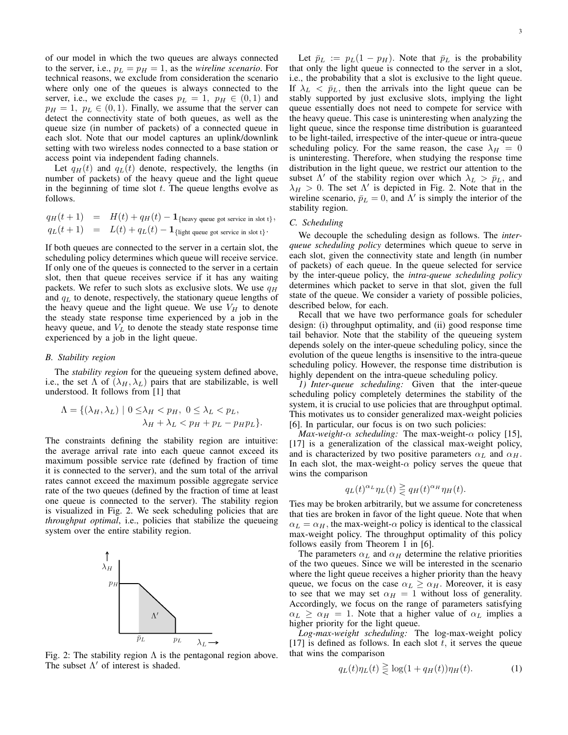of our model in which the two queues are always connected to the server, i.e., $p_L = p_H = 1$, as the *wireline scenario*. For technical reasons, we exclude from consideration the scenario where only one of the queues is always connected to the server, i.e., we exclude the cases $p_L = 1,\ p_H \in (0,1)$ and $p_H = 1,\ p_L \in (0,1)$. Finally, we assume that the server can detect the connectivity state of both queues, as well as the queue size (in number of packets) of a connected queue in each slot. Note that our model captures an uplink/downlink setting with two wireless nodes connected to a base station or access point via independent fading channels.

Let $q_H(t)$ and $q_L(t)$ denote, respectively, the lengths (in number of packets) of the heavy queue and the light queue in the beginning of time slot $t$. The queue lengths evolve as follows.

$$q_H(t+1) = H(t) + q_H(t) - \mathbf{1}_{\{\text{heavy queue got service in slot t}\}},$$
$$q_L(t+1) = L(t) + q_L(t) - \mathbf{1}_{\{\text{light queue got service in slot t}\}}.$$

If both queues are connected to the server in a certain slot, the scheduling policy determines which queue will receive service. If only one of the queues is connected to the server in a certain slot, then that queue receives service if it has any waiting packets. We refer to such slots as exclusive slots. We use $q_H$ and $q_L$ to denote, respectively, the stationary queue lengths of the heavy queue and the light queue. We use $V_H$ to denote the steady state response time experienced by a job in the heavy queue, and $V_L$ to denote the steady state response time experienced by a job in the light queue.

### B. Stability region

The *stability region* for the queueing system defined above, i.e., the set $\Lambda$ of $(\lambda_H, \lambda_L)$ pairs that are stabilizable, is well understood. It follows from [1] that

$$\Lambda = \{(\lambda_H, \lambda_L) \mid 0 \leq \lambda_H < p_H,\ 0 \leq \lambda_L < p_L, \\ \lambda_H + \lambda_L < p_H + p_L - p_H p_L\}.$$

The constraints defining the stability region are intuitive: the average arrival rate into each queue cannot exceed its maximum possible service rate (defined by fraction of time it is connected to the server), and the sum total of the arrival rates cannot exceed the maximum possible aggregate service rate of the two queues (defined by the fraction of time at least one queue is connected to the server). The stability region is visualized in Fig. 2. We seek scheduling policies that are *throughput optimal*, i.e., policies that stabilize the queueing system over the entire stability region.

Fig. 2: The stability region $\Lambda$ is the pentagonal region above. The subset $\Lambda'$ of interest is shaded.

Let $\bar{p}_L := p_L(1 - p_H)$. Note that $\bar{p}_L$ is the probability that only the light queue is connected to the server in a slot, i.e., the probability that a slot is exclusive to the light queue. If $\lambda_L < \bar{p}_L$, then the arrivals into the light queue can be stably supported by just exclusive slots, implying the light queue essentially does not need to compete for service with the heavy queue. This case is uninteresting when analyzing the light queue, since the response time distribution is guaranteed to be light-tailed, irrespective of the inter-queue or intra-queue scheduling policy. For the same reason, the case $\lambda_H = 0$ is uninteresting. Therefore, when studying the response time distribution in the light queue, we restrict our attention to the subset $\Lambda'$ of the stability region over which $\lambda_L > \bar{p}_L$, and $\lambda_H > 0$. The set $\Lambda'$ is depicted in Fig. 2. Note that in the wireline scenario, $\bar{p}_L = 0$, and $\Lambda'$ is simply the interior of the stability region.

### C. Scheduling

We decouple the scheduling design as follows. The *inter-queue scheduling policy* determines which queue to serve in each slot, given the connectivity state and length (in number of packets) of each queue. In the queue selected for service by the inter-queue policy, the *intra-queue scheduling policy* determines which packet to serve in that slot, given the full state of the queue. We consider a variety of possible policies, described below, for each.

Recall that we have two performance goals for scheduler design: (i) throughput optimality, and (ii) good response time tail behavior. Note that the stability of the queueing system depends solely on the inter-queue scheduling policy, since the evolution of the queue lengths is insensitive to the intra-queue scheduling policy. However, the response time distribution is highly dependent on the intra-queue scheduling policy.

*1) Inter-queue scheduling:* Given that the inter-queue scheduling policy completely determines the stability of the system, it is crucial to use policies that are throughput optimal. This motivates us to consider generalized max-weight policies [6]. In particular, our focus is on two such policies:

*Max-weight-$\alpha$ scheduling:* The max-weight-$\alpha$ policy [15], [17] is a generalization of the classical max-weight policy, and is characterized by two positive parameters $\alpha_L$ and $\alpha_H$. In each slot, the max-weight-$\alpha$ policy serves the queue that wins the comparison

$$q_L(t)^{\alpha_L} \eta_L(t) \gtrless q_H(t)^{\alpha_H} \eta_H(t).$$

Ties may be broken arbitrarily, but we assume for concreteness that ties are broken in favor of the light queue. Note that when $\alpha_L = \alpha_H$, the max-weight-$\alpha$ policy is identical to the classical max-weight policy. The throughput optimality of this policy follows easily from Theorem 1 in [6].

The parameters $\alpha_L$ and $\alpha_H$ determine the relative priorities of the two queues. Since we will be interested in the scenario where the light queue receives a higher priority than the heavy queue, we focus on the case $\alpha_L \geq \alpha_H$. Moreover, it is easy to see that we may set $\alpha_H = 1$ without loss of generality. Accordingly, we focus on the range of parameters satisfying $\alpha_L \geq \alpha_H = 1$. Note that a higher value of $\alpha_L$ implies a higher priority for the light queue.

*Log-max-weight scheduling:* The log-max-weight policy [17] is defined as follows. In each slot $t$, it serves the queue that wins the comparison

$$q_L(t)\eta_L(t) \gtrless \log(1 + q_H(t))\eta_H(t). \tag{1}$$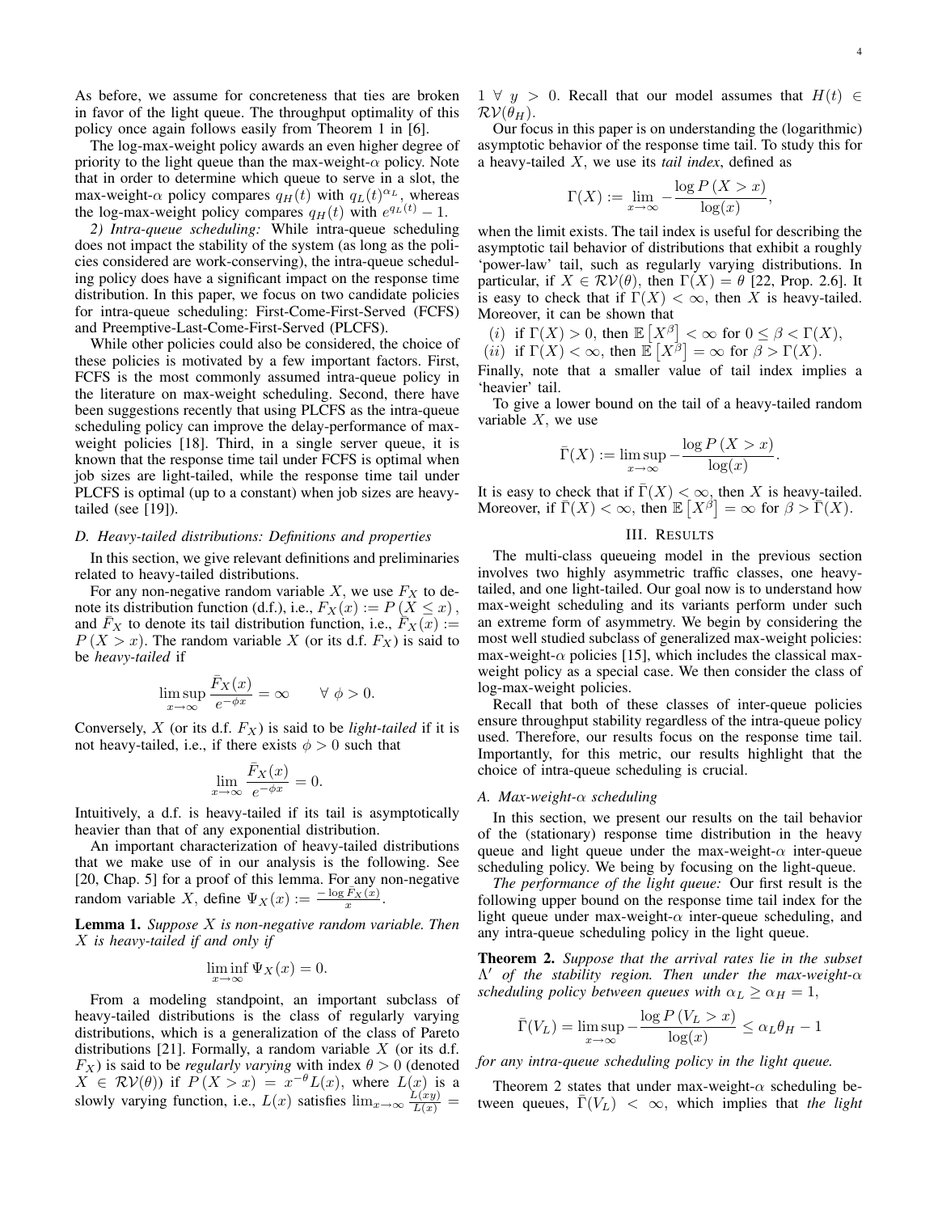As before, we assume for concreteness that ties are broken in favor of the light queue. The throughput optimality of this policy once again follows easily from Theorem 1 in [6].

The log-max-weight policy awards an even higher degree of priority to the light queue than the max-weight-$\alpha$ policy. Note that in order to determine which queue to serve in a slot, the max-weight-$\alpha$ policy compares $q_H(t)$ with $q_L(t)^{\alpha_L}$, whereas the log-max-weight policy compares $q_H(t)$ with $e^{q_L(t)} - 1$.

*2) Intra-queue scheduling:* While intra-queue scheduling does not impact the stability of the system (as long as the policies considered are work-conserving), the intra-queue scheduling policy does have a significant impact on the response time distribution. In this paper, we focus on two candidate policies for intra-queue scheduling: First-Come-First-Served (FCFS) and Preemptive-Last-Come-First-Served (PLCFS).

While other policies could also be considered, the choice of these policies is motivated by a few important factors. First, FCFS is the most commonly assumed intra-queue policy in the literature on max-weight scheduling. Second, there have been suggestions recently that using PLCFS as the intra-queue scheduling policy can improve the delay-performance of max-weight policies [18]. Third, in a single server queue, it is known that the response time tail under FCFS is optimal when job sizes are light-tailed, while the response time tail under PLCFS is optimal (up to a constant) when job sizes are heavy-tailed (see [19]).

### D. Heavy-tailed distributions: Definitions and properties

In this section, we give relevant definitions and preliminaries related to heavy-tailed distributions.

For any non-negative random variable $X$, we use $F_X$ to denote its distribution function (d.f.), i.e., $F_X(x) := P(X \leq x)$, and $\bar{F}_X$ to denote its tail distribution function, i.e., $\bar{F}_X(x) := P(X > x)$. The random variable $X$ (or its d.f. $F_X$) is said to be *heavy-tailed* if

$$\limsup_{x \to \infty} \frac{\bar{F}_X(x)}{e^{-\phi x}} = \infty \qquad \forall \ \phi > 0.$$

Conversely, $X$ (or its d.f. $F_X$) is said to be *light-tailed* if it is not heavy-tailed, i.e., if there exists $\phi > 0$ such that

$$\lim_{x \to \infty} \frac{\bar{F}_X(x)}{e^{-\phi x}} = 0.$$

Intuitively, a d.f. is heavy-tailed if its tail is asymptotically heavier than that of any exponential distribution.

An important characterization of heavy-tailed distributions that we make use of in our analysis is the following. See [20, Chap. 5] for a proof of this lemma. For any non-negative random variable $X$, define $\Psi_X(x) := \frac{-\log \bar{F}_X(x)}{x}$.

**Lemma 1.** *Suppose $X$ is non-negative random variable. Then $X$ is heavy-tailed if and only if*

$$\liminf_{x \to \infty} \Psi_X(x) = 0.$$

From a modeling standpoint, an important subclass of heavy-tailed distributions is the class of regularly varying distributions, which is a generalization of the class of Pareto distributions [21]. Formally, a random variable $X$ (or its d.f. $F_X$) is said to be *regularly varying* with index $\theta > 0$ (denoted $X \in \mathcal{RV}(\theta)$) if $P(X > x) = x^{-\theta} L(x)$, where $L(x)$ is a slowly varying function, i.e., $L(x)$ satisfies $\lim_{x \to \infty} \frac{L(xy)}{L(x)} = 1 \ \forall \ y > 0$. Recall that our model assumes that $H(t) \in \mathcal{RV}(\theta_H)$.

Our focus in this paper is on understanding the (logarithmic) asymptotic behavior of the response time tail. To study this for a heavy-tailed $X$, we use its *tail index*, defined as

$$\Gamma(X) := \lim_{x \to \infty} -\frac{\log P(X > x)}{\log(x)},$$

when the limit exists. The tail index is useful for describing the asymptotic tail behavior of distributions that exhibit a roughly 'power-law' tail, such as regularly varying distributions. In particular, if $X \in \mathcal{RV}(\theta)$, then $\Gamma(X) = \theta$ [22, Prop. 2.6]. It is easy to check that if $\Gamma(X) < \infty$, then $X$ is heavy-tailed. Moreover, it can be shown that

(i) if $\Gamma(X) > 0$, then $\mathbb{E}\left[X^\beta\right] < \infty$ for $0 \leq \beta < \Gamma(X)$,
(ii) if $\Gamma(X) < \infty$, then $\mathbb{E}\left[X^\beta\right] = \infty$ for $\beta > \Gamma(X)$.

Finally, note that a smaller value of tail index implies a 'heavier' tail.

To give a lower bound on the tail of a heavy-tailed random variable $X$, we use

$$\bar{\Gamma}(X) := \limsup_{x \to \infty} -\frac{\log P(X > x)}{\log(x)}.$$

It is easy to check that if $\bar{\Gamma}(X) < \infty$, then $X$ is heavy-tailed. Moreover, if $\bar{\Gamma}(X) < \infty$, then $\mathbb{E}\left[X^\beta\right] = \infty$ for $\beta > \bar{\Gamma}(X)$.

## III. Results

The multi-class queueing model in the previous section involves two highly asymmetric traffic classes, one heavy-tailed, and one light-tailed. Our goal now is to understand how max-weight scheduling and its variants perform under such an extreme form of asymmetry. We begin by considering the most well studied subclass of generalized max-weight policies: max-weight-$\alpha$ policies [15], which includes the classical max-weight policy as a special case. We then consider the class of log-max-weight policies.

Recall that both of these classes of inter-queue policies ensure throughput stability regardless of the intra-queue policy used. Therefore, our results focus on the response time tail. Importantly, for this metric, our results highlight that the choice of intra-queue scheduling is crucial.

### A. Max-weight-$\alpha$ scheduling

In this section, we present our results on the tail behavior of the (stationary) response time distribution in the heavy queue and light queue under the max-weight-$\alpha$ inter-queue scheduling policy. We being by focusing on the light-queue.

*The performance of the light queue:* Our first result is the following upper bound on the response time tail index for the light queue under max-weight-$\alpha$ inter-queue scheduling, and any intra-queue scheduling policy in the light queue.

**Theorem 2.** *Suppose that the arrival rates lie in the subset $\Lambda'$ of the stability region. Then under the max-weight-$\alpha$ scheduling policy between queues with $\alpha_L \geq \alpha_H = 1$,*

$$\bar{\Gamma}(V_L) = \limsup_{x \to \infty} -\frac{\log P(V_L > x)}{\log(x)} \leq \alpha_L \theta_H - 1$$

*for any intra-queue scheduling policy in the light queue.*

Theorem 2 states that under max-weight-$\alpha$ scheduling between queues, $\bar{\Gamma}(V_L) < \infty$, which implies that *the light*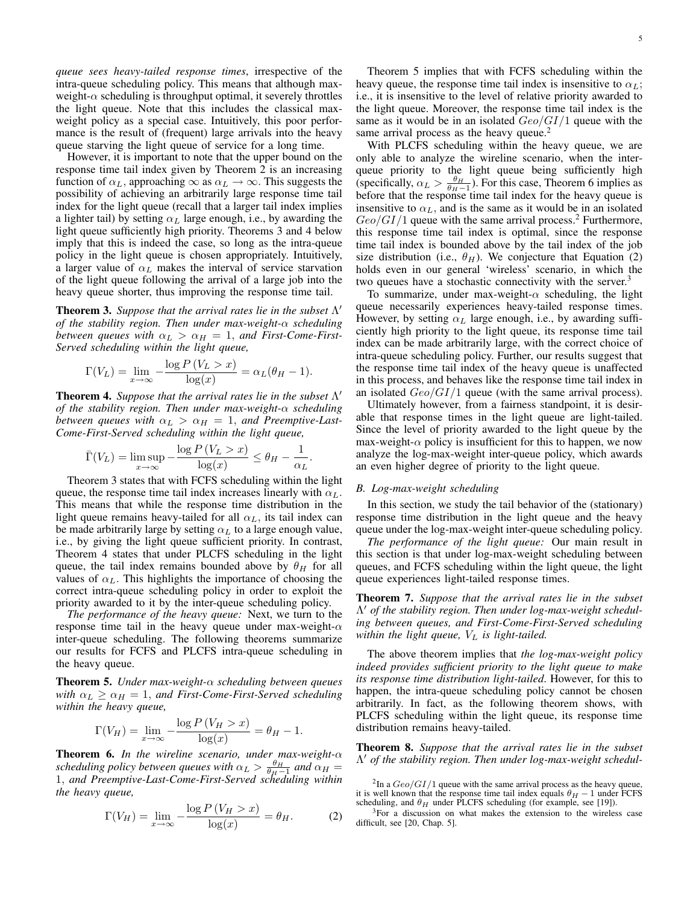*queue sees heavy-tailed response times*, irrespective of the intra-queue scheduling policy. This means that although max-weight-$\alpha$ scheduling is throughput optimal, it severely throttles the light queue. Note that this includes the classical max-weight policy as a special case. Intuitively, this poor performance is the result of (frequent) large arrivals into the heavy queue starving the light queue of service for a long time.

However, it is important to note that the upper bound on the response time tail index given by Theorem 2 is an increasing function of $\alpha_L$, approaching $\infty$ as $\alpha_L \to \infty$. This suggests the possibility of achieving an arbitrarily large response time tail index for the light queue (recall that a larger tail index implies a lighter tail) by setting $\alpha_L$ large enough, i.e., by awarding the light queue sufficiently high priority. Theorems 3 and 4 below imply that this is indeed the case, so long as the intra-queue policy in the light queue is chosen appropriately. Intuitively, a larger value of $\alpha_L$ makes the interval of service starvation of the light queue following the arrival of a large job into the heavy queue shorter, thus improving the response time tail.

**Theorem 3.** *Suppose that the arrival rates lie in the subset $\Lambda'$ of the stability region. Then under max-weight-$\alpha$ scheduling between queues with $\alpha_L > \alpha_H = 1$, and First-Come-First-Served scheduling within the light queue,*

$$\Gamma(V_L) = \lim_{x\to\infty} -\frac{\log P(V_L > x)}{\log(x)} = \alpha_L(\theta_H - 1).$$

**Theorem 4.** *Suppose that the arrival rates lie in the subset $\Lambda'$ of the stability region. Then under max-weight-$\alpha$ scheduling between queues with $\alpha_L > \alpha_H = 1$, and Preemptive-Last-Come-First-Served scheduling within the light queue,*

$$\bar{\Gamma}(V_L) = \limsup_{x\to\infty} -\frac{\log P(V_L > x)}{\log(x)} \leq \theta_H - \frac{1}{\alpha_L}.$$

Theorem 3 states that with FCFS scheduling within the light queue, the response time tail index increases linearly with $\alpha_L$. This means that while the response time distribution in the light queue remains heavy-tailed for all $\alpha_L$, its tail index can be made arbitrarily large by setting $\alpha_L$ to a large enough value, i.e., by giving the light queue sufficient priority. In contrast, Theorem 4 states that under PLCFS scheduling in the light queue, the tail index remains bounded above by $\theta_H$ for all values of $\alpha_L$. This highlights the importance of choosing the correct intra-queue scheduling policy in order to exploit the priority awarded to it by the inter-queue scheduling policy.

*The performance of the heavy queue:* Next, we turn to the response time tail in the heavy queue under max-weight-$\alpha$ inter-queue scheduling. The following theorems summarize our results for FCFS and PLCFS intra-queue scheduling in the heavy queue.

**Theorem 5.** *Under max-weight-$\alpha$ scheduling between queues with $\alpha_L \geq \alpha_H = 1$, and First-Come-First-Served scheduling within the heavy queue,*

$$\Gamma(V_H) = \lim_{x\to\infty} -\frac{\log P(V_H > x)}{\log(x)} = \theta_H - 1.$$

**Theorem 6.** *In the wireline scenario, under max-weight-$\alpha$ scheduling policy between queues with $\alpha_L > \frac{\theta_H}{\theta_H - 1}$ and $\alpha_H = 1$, and Preemptive-Last-Come-First-Served scheduling within the heavy queue,*

$$\Gamma(V_H) = \lim_{x\to\infty} -\frac{\log P(V_H > x)}{\log(x)} = \theta_H. \qquad (2)$$

Theorem 5 implies that with FCFS scheduling within the heavy queue, the response time tail index is insensitive to $\alpha_L$; i.e., it is insensitive to the level of relative priority awarded to the light queue. Moreover, the response time tail index is the same as it would be in an isolated $Geo/GI/1$ queue with the same arrival process as the heavy queue.[2]

With PLCFS scheduling within the heavy queue, we are only able to analyze the wireline scenario, when the inter-queue priority to the light queue being sufficiently high (specifically, $\alpha_L > \frac{\theta_H}{\theta_H - 1}$). For this case, Theorem 6 implies as before that the response time tail index for the heavy queue is insensitive to $\alpha_L$, and is the same as it would be in an isolated $Geo/GI/1$ queue with the same arrival process.[2] Furthermore, this response time tail index is optimal, since the response time tail index is bounded above by the tail index of the job size distribution (i.e., $\theta_H$). We conjecture that Equation (2) holds even in our general 'wireless' scenario, in which the two queues have a stochastic connectivity with the server.[3]

To summarize, under max-weight-$\alpha$ scheduling, the light queue necessarily experiences heavy-tailed response times. However, by setting $\alpha_L$ large enough, i.e., by awarding sufficiently high priority to the light queue, its response time tail index can be made arbitrarily large, with the correct choice of intra-queue scheduling policy. Further, our results suggest that the response time tail index of the heavy queue is unaffected in this process, and behaves like the response time tail index in an isolated $Geo/GI/1$ queue (with the same arrival process).

Ultimately however, from a fairness standpoint, it is desirable that response times in the light queue are light-tailed. Since the level of priority awarded to the light queue by the max-weight-$\alpha$ policy is insufficient for this to happen, we now analyze the log-max-weight inter-queue policy, which awards an even higher degree of priority to the light queue.

### B. Log-max-weight scheduling

In this section, we study the tail behavior of the (stationary) response time distribution in the light queue and the heavy queue under the log-max-weight inter-queue scheduling policy.

*The performance of the light queue:* Our main result in this section is that under log-max-weight scheduling between queues, and FCFS scheduling within the light queue, the light queue experiences light-tailed response times.

**Theorem 7.** *Suppose that the arrival rates lie in the subset $\Lambda'$ of the stability region. Then under log-max-weight scheduling between queues, and First-Come-First-Served scheduling within the light queue, $V_L$ is light-tailed.*

The above theorem implies that *the log-max-weight policy indeed provides sufficient priority to the light queue to make its response time distribution light-tailed*. However, for this to happen, the intra-queue scheduling policy cannot be chosen arbitrarily. In fact, as the following theorem shows, with PLCFS scheduling within the light queue, its response time distribution remains heavy-tailed.

**Theorem 8.** *Suppose that the arrival rates lie in the subset $\Lambda'$ of the stability region. Then under log-max-weight schedul-*

[2] In a $Geo/GI/1$ queue with the same arrival process as the heavy queue, it is well known that the response time tail index equals $\theta_H - 1$ under FCFS scheduling, and $\theta_H$ under PLCFS scheduling (for example, see [19]).

[3] For a discussion on what makes the extension to the wireless case difficult, see [20, Chap. 5].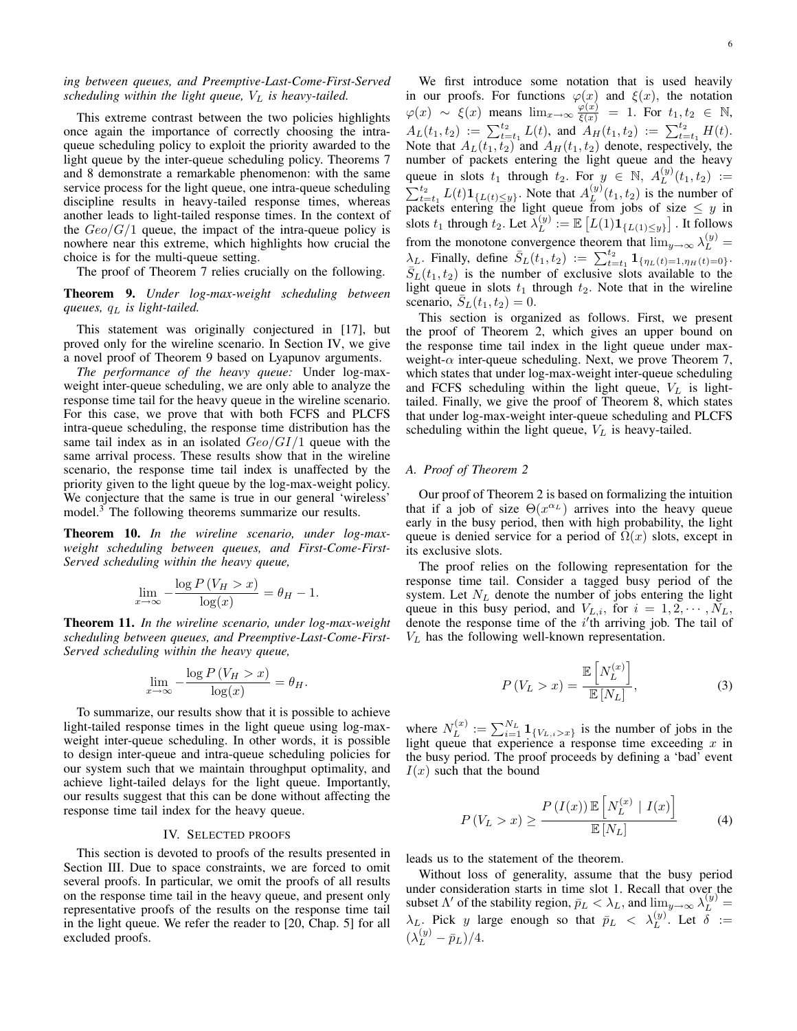*ing between queues, and Preemptive-Last-Come-First-Served scheduling within the light queue, $V_L$ is heavy-tailed.*

This extreme contrast between the two policies highlights once again the importance of correctly choosing the intra-queue scheduling policy to exploit the priority awarded to the light queue by the inter-queue scheduling policy. Theorems 7 and 8 demonstrate a remarkable phenomenon: with the same service process for the light queue, one intra-queue scheduling discipline results in heavy-tailed response times, whereas another leads to light-tailed response times. In the context of the $Geo/G/1$ queue, the impact of the intra-queue policy is nowhere near this extreme, which highlights how crucial the choice is for the multi-queue setting.

The proof of Theorem 7 relies crucially on the following.

**Theorem 9.** *Under log-max-weight scheduling between queues, $q_L$ is light-tailed.*

This statement was originally conjectured in [17], but proved only for the wireline scenario. In Section IV, we give a novel proof of Theorem 9 based on Lyapunov arguments.

*The performance of the heavy queue:* Under log-max-weight inter-queue scheduling, we are only able to analyze the response time tail for the heavy queue in the wireline scenario. For this case, we prove that with both FCFS and PLCFS intra-queue scheduling, the response time distribution has the same tail index as in an isolated $Geo/GI/1$ queue with the same arrival process. These results show that in the wireline scenario, the response time tail index is unaffected by the priority given to the light queue by the log-max-weight policy. We conjecture that the same is true in our general 'wireless' model.[3] The following theorems summarize our results.

**Theorem 10.** *In the wireline scenario, under log-max-weight scheduling between queues, and First-Come-First-Served scheduling within the heavy queue,*

$$\lim_{x\to\infty} -\frac{\log P\left(V_H > x\right)}{\log(x)} = \theta_H - 1.$$

**Theorem 11.** *In the wireline scenario, under log-max-weight scheduling between queues, and Preemptive-Last-Come-First-Served scheduling within the heavy queue,*

$$\lim_{x\to\infty} -\frac{\log P\left(V_H > x\right)}{\log(x)} = \theta_H.$$

To summarize, our results show that it is possible to achieve light-tailed response times in the light queue using log-max-weight inter-queue scheduling. In other words, it is possible to design inter-queue and intra-queue scheduling policies for our system such that we maintain throughput optimality, and achieve light-tailed delays for the light queue. Importantly, our results suggest that this can be done without affecting the response time tail index for the heavy queue.

## IV. Selected proofs

This section is devoted to proofs of the results presented in Section III. Due to space constraints, we are forced to omit several proofs. In particular, we omit the proofs of all results on the response time tail in the heavy queue, and present only representative proofs of the results on the response time tail in the light queue. We refer the reader to [20, Chap. 5] for all excluded proofs.

We first introduce some notation that is used heavily in our proofs. For functions $\varphi(x)$ and $\xi(x)$, the notation $\varphi(x) \sim \xi(x)$ means $\lim_{x\to\infty} \frac{\varphi(x)}{\xi(x)} = 1$. For $t_1, t_2 \in \mathbb{N}$, $A_L(t_1,t_2) := \sum_{t=t_1}^{t_2} L(t)$, and $A_H(t_1,t_2) := \sum_{t=t_1}^{t_2} H(t)$. Note that $A_L(t_1,t_2)$ and $A_H(t_1,t_2)$ denote, respectively, the number of packets entering the light queue and the heavy queue in slots $t_1$ through $t_2$. For $y \in \mathbb{N}$, $A_L^{(y)}(t_1,t_2) := \sum_{t=t_1}^{t_2} L(t)\mathbf{1}_{\{L(t)\leq y\}}$. Note that $A_L^{(y)}(t_1,t_2)$ is the number of packets entering the light queue from jobs of size $\leq y$ in slots $t_1$ through $t_2$. Let $\lambda_L^{(y)} := \mathbb{E}\left[L(1)\mathbf{1}_{\{L(1)\leq y\}}\right]$. It follows from the monotone convergence theorem that $\lim_{y\to\infty}\lambda_L^{(y)} = \lambda_L$. Finally, define $\bar{S}_L(t_1,t_2) := \sum_{t=t_1}^{t_2} \mathbf{1}_{\{\eta_L(t)=1,\eta_H(t)=0\}}$. $\bar{S}_L(t_1,t_2)$ is the number of exclusive slots available to the light queue in slots $t_1$ through $t_2$. Note that in the wireline scenario, $\bar{S}_L(t_1,t_2) = 0$.

This section is organized as follows. First, we present the proof of Theorem 2, which gives an upper bound on the response time tail index in the light queue under max-weight-$\alpha$ inter-queue scheduling. Next, we prove Theorem 7, which states that under log-max-weight inter-queue scheduling and FCFS scheduling within the light queue, $V_L$ is light-tailed. Finally, we give the proof of Theorem 8, which states that under log-max-weight inter-queue scheduling and PLCFS scheduling within the light queue, $V_L$ is heavy-tailed.

### A. Proof of Theorem 2

Our proof of Theorem 2 is based on formalizing the intuition that if a job of size $\Theta(x^{\alpha_L})$ arrives into the heavy queue early in the busy period, then with high probability, the light queue is denied service for a period of $\Omega(x)$ slots, except in its exclusive slots.

The proof relies on the following representation for the response time tail. Consider a tagged busy period of the system. Let $N_L$ denote the number of jobs entering the light queue in this busy period, and $V_{L,i}$, for $i = 1, 2, \cdots, N_L$, denote the response time of the $i$'th arriving job. The tail of $V_L$ has the following well-known representation.

$$P\left(V_L > x\right) = \frac{\mathbb{E}\left[N_L^{(x)}\right]}{\mathbb{E}\left[N_L\right]}, \tag{3}$$

where $N_L^{(x)} := \sum_{i=1}^{N_L} \mathbf{1}_{\{V_{L,i}>x\}}$ is the number of jobs in the light queue that experience a response time exceeding $x$ in the busy period. The proof proceeds by defining a 'bad' event $I(x)$ such that the bound

$$P\left(V_L > x\right) \geq \frac{P\left(I(x)\right)\mathbb{E}\left[N_L^{(x)} \mid I(x)\right]}{\mathbb{E}\left[N_L\right]} \tag{4}$$

leads us to the statement of the theorem.

Without loss of generality, assume that the busy period under consideration starts in time slot 1. Recall that over the subset $\Lambda'$ of the stability region, $\bar{p}_L < \lambda_L$, and $\lim_{y\to\infty}\lambda_L^{(y)} = \lambda_L$. Pick $y$ large enough so that $\bar{p}_L < \lambda_L^{(y)}$. Let $\delta := (\lambda_L^{(y)} - \bar{p}_L)/4$.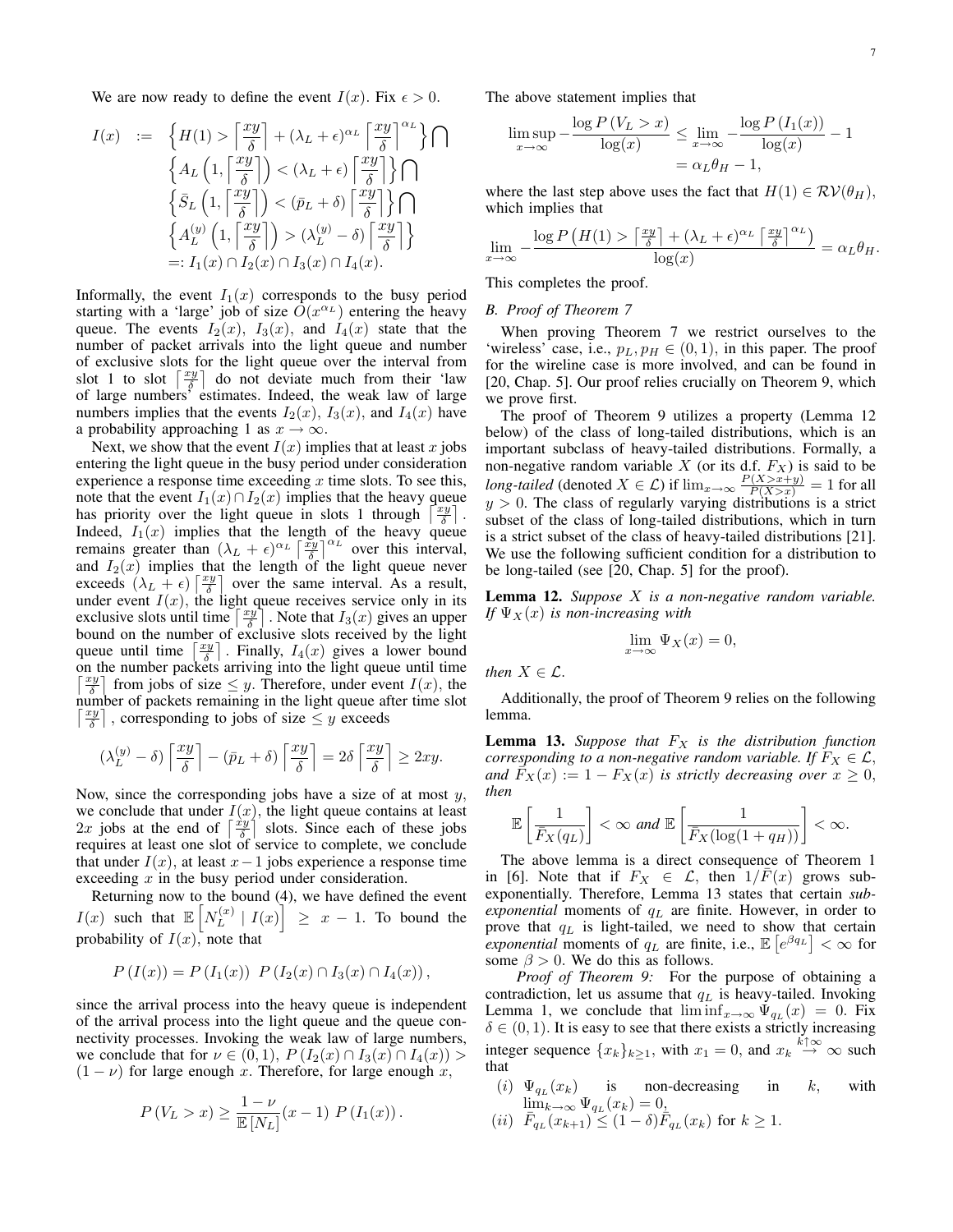We are now ready to define the event $I(x)$. Fix $\epsilon > 0$.

$$
\begin{aligned}
I(x) \;:=\; & \left\{ H(1) > \left\lceil \frac{xy}{\delta} \right\rceil + (\lambda_L + \epsilon)^{\alpha_L} \left\lceil \frac{xy}{\delta} \right\rceil^{\alpha_L} \right\} \bigcap \\
& \left\{ A_L\left(1, \left\lceil \frac{xy}{\delta} \right\rceil\right) < (\lambda_L + \epsilon) \left\lceil \frac{xy}{\delta} \right\rceil \right\} \bigcap \\
& \left\{ \bar{S}_L\left(1, \left\lceil \frac{xy}{\delta} \right\rceil\right) < (\bar{p}_L + \delta) \left\lceil \frac{xy}{\delta} \right\rceil \right\} \bigcap \\
& \left\{ A_L^{(y)}\left(1, \left\lceil \frac{xy}{\delta} \right\rceil\right) > (\lambda_L^{(y)} - \delta) \left\lceil \frac{xy}{\delta} \right\rceil \right\} \\
=: \; & I_1(x) \cap I_2(x) \cap I_3(x) \cap I_4(x).
\end{aligned}
$$

Informally, the event $I_1(x)$ corresponds to the busy period starting with a 'large' job of size $O(x^{\alpha_L})$ entering the heavy queue. The events $I_2(x)$, $I_3(x)$, and $I_4(x)$ state that the number of packet arrivals into the light queue and number of exclusive slots for the light queue over the interval from slot 1 to slot $\left\lceil \frac{xy}{\delta} \right\rceil$ do not deviate much from their 'law of large numbers' estimates. Indeed, the weak law of large numbers implies that the events $I_2(x)$, $I_3(x)$, and $I_4(x)$ have a probability approaching 1 as $x \to \infty$.

Next, we show that the event $I(x)$ implies that at least $x$ jobs entering the light queue in the busy period under consideration experience a response time exceeding $x$ time slots. To see this, note that the event $I_1(x) \cap I_2(x)$ implies that the heavy queue has priority over the light queue in slots 1 through $\left\lceil \frac{xy}{\delta} \right\rceil$. Indeed, $I_1(x)$ implies that the length of the heavy queue remains greater than $(\lambda_L + \epsilon)^{\alpha_L} \left\lceil \frac{xy}{\delta} \right\rceil^{\alpha_L}$ over this interval, and $I_2(x)$ implies that the length of the light queue never exceeds $(\lambda_L + \epsilon) \left\lceil \frac{xy}{\delta} \right\rceil$ over the same interval. As a result, under event $I(x)$, the light queue receives service only in its exclusive slots until time $\left\lceil \frac{xy}{\delta} \right\rceil$. Note that $I_3(x)$ gives an upper bound on the number of exclusive slots received by the light queue until time $\left\lceil \frac{xy}{\delta} \right\rceil$. Finally, $I_4(x)$ gives a lower bound on the number packets arriving into the light queue until time $\left\lceil \frac{xy}{\delta} \right\rceil$ from jobs of size $\leq y$. Therefore, under event $I(x)$, the number of packets remaining in the light queue after time slot $\left\lceil \frac{xy}{\delta} \right\rceil$, corresponding to jobs of size $\leq y$ exceeds

$$
(\lambda_L^{(y)} - \delta) \left\lceil \frac{xy}{\delta} \right\rceil - (\bar{p}_L + \delta) \left\lceil \frac{xy}{\delta} \right\rceil = 2\delta \left\lceil \frac{xy}{\delta} \right\rceil \geq 2xy.
$$

Now, since the corresponding jobs have a size of at most $y$, we conclude that under $I(x)$, the light queue contains at least $2x$ jobs at the end of $\left\lceil \frac{xy}{\delta} \right\rceil$ slots. Since each of these jobs requires at least one slot of service to complete, we conclude that under $I(x)$, at least $x-1$ jobs experience a response time exceeding $x$ in the busy period under consideration.

Returning now to the bound (4), we have defined the event $I(x)$ such that $\mathbb{E}\left[N_L^{(x)} \mid I(x)\right] \geq x - 1$. To bound the probability of $I(x)$, note that

$$
P(I(x)) = P(I_1(x)) \; P(I_2(x) \cap I_3(x) \cap I_4(x)),
$$

since the arrival process into the heavy queue is independent of the arrival process into the light queue and the queue connectivity processes. Invoking the weak law of large numbers, we conclude that for $\nu \in (0,1)$, $P(I_2(x) \cap I_3(x) \cap I_4(x)) > (1-\nu)$ for large enough $x$. Therefore, for large enough $x$,

$$
P(V_L > x) \geq \frac{1-\nu}{\mathbb{E}[N_L]}(x-1) \; P(I_1(x)).
$$

The above statement implies that

$$
\begin{aligned}
\limsup_{x \to \infty} -\frac{\log P(V_L > x)}{\log(x)} &\leq \lim_{x \to \infty} -\frac{\log P(I_1(x))}{\log(x)} - 1 \\
&= \alpha_L \theta_H - 1,
\end{aligned}
$$

where the last step above uses the fact that $H(1) \in \mathcal{RV}(\theta_H)$, which implies that

$$
\lim_{x \to \infty} -\frac{\log P\left(H(1) > \left\lceil \frac{xy}{\delta} \right\rceil + (\lambda_L + \epsilon)^{\alpha_L} \left\lceil \frac{xy}{\delta} \right\rceil^{\alpha_L}\right)}{\log(x)} = \alpha_L \theta_H.
$$

This completes the proof.

### B. Proof of Theorem 7

When proving Theorem 7 we restrict ourselves to the 'wireless' case, i.e., $p_L, p_H \in (0,1)$, in this paper. The proof for the wireline case is more involved, and can be found in [20, Chap. 5]. Our proof relies crucially on Theorem 9, which we prove first.

The proof of Theorem 9 utilizes a property (Lemma 12 below) of the class of long-tailed distributions, which is an important subclass of heavy-tailed distributions. Formally, a non-negative random variable $X$ (or its d.f. $F_X$) is said to be *long-tailed* (denoted $X \in \mathcal{L}$) if $\lim_{x \to \infty} \frac{P(X > x+y)}{P(X > x)} = 1$ for all $y > 0$. The class of regularly varying distributions is a strict subset of the class of long-tailed distributions, which in turn is a strict subset of the class of heavy-tailed distributions [21]. We use the following sufficient condition for a distribution to be long-tailed (see [20, Chap. 5] for the proof).

**Lemma 12.** *Suppose $X$ is a non-negative random variable. If $\Psi_X(x)$ is non-increasing with*

$$
\lim_{x \to \infty} \Psi_X(x) = 0,
$$

*then $X \in \mathcal{L}$.*

Additionally, the proof of Theorem 9 relies on the following lemma.

**Lemma 13.** *Suppose that $F_X$ is the distribution function corresponding to a non-negative random variable. If $F_X \in \mathcal{L}$, and $\bar{F}_X(x) := 1 - F_X(x)$ is strictly decreasing over $x \geq 0$, then*

$$
\mathbb{E}\left[\frac{1}{\bar{F}_X(q_L)}\right] < \infty \text{ and } \mathbb{E}\left[\frac{1}{\bar{F}_X(\log(1+q_H))}\right] < \infty.
$$

The above lemma is a direct consequence of Theorem 1 in [6]. Note that if $F_X \in \mathcal{L}$, then $1/\bar{F}(x)$ grows sub-exponentially. Therefore, Lemma 13 states that certain *sub-exponential* moments of $q_L$ are finite. However, in order to prove that $q_L$ is light-tailed, we need to show that certain *exponential* moments of $q_L$ are finite, i.e., $\mathbb{E}\left[e^{\beta q_L}\right] < \infty$ for some $\beta > 0$. We do this as follows.

*Proof of Theorem 9:* For the purpose of obtaining a contradiction, let us assume that $q_L$ is heavy-tailed. Invoking Lemma 1, we conclude that $\liminf_{x \to \infty} \Psi_{q_L}(x) = 0$. Fix $\delta \in (0,1)$. It is easy to see that there exists a strictly increasing integer sequence $\{x_k\}_{k \geq 1}$, with $x_1 = 0$, and $x_k \overset{k \uparrow \infty}{\to} \infty$ such that

$(i)$ $\Psi_{q_L}(x_k)$ is non-decreasing in $k$, with $\lim_{k \to \infty} \Psi_{q_L}(x_k) = 0$,

$(ii)$ $\bar{F}_{q_L}(x_{k+1}) \leq (1-\delta)\bar{F}_{q_L}(x_k)$ for $k \geq 1$.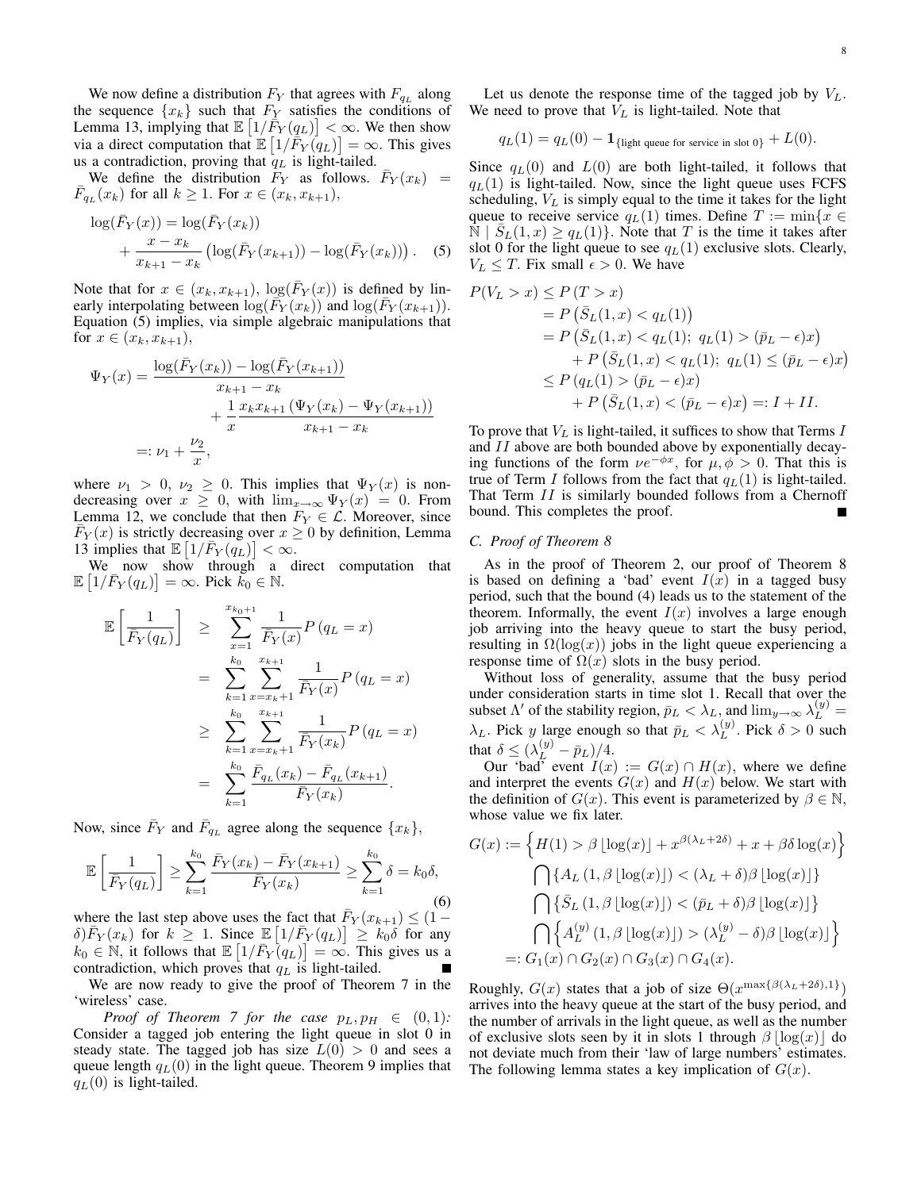We now define a distribution $F_Y$ that agrees with $F_{q_L}$ along the sequence $\{x_k\}$ such that $F_Y$ satisfies the conditions of Lemma 13, implying that $\mathbb{E}\left[1/\bar{F}_Y(q_L)\right] < \infty$. We then show via a direct computation that $\mathbb{E}\left[1/\bar{F}_Y(q_L)\right] = \infty$. This gives us a contradiction, proving that $q_L$ is light-tailed.

We define the distribution $\bar{F}_Y$ as follows. $\bar{F}_Y(x_k) = \bar{F}_{q_L}(x_k)$ for all $k \geq 1$. For $x \in (x_k, x_{k+1})$,

$$\log(\bar{F}_Y(x)) = \log(\bar{F}_Y(x_k)) + \frac{x - x_k}{x_{k+1} - x_k}\left(\log(\bar{F}_Y(x_{k+1})) - \log(\bar{F}_Y(x_k))\right). \quad (5)$$

Note that for $x \in (x_k, x_{k+1})$, $\log(\bar{F}_Y(x))$ is defined by linearly interpolating between $\log(\bar{F}_Y(x_k))$ and $\log(\bar{F}_Y(x_{k+1}))$. Equation (5) implies, via simple algebraic manipulations that for $x \in (x_k, x_{k+1})$,

$$\begin{aligned}\Psi_Y(x) &= \frac{\log(\bar{F}_Y(x_k)) - \log(\bar{F}_Y(x_{k+1}))}{x_{k+1} - x_k} + \frac{1}{x}\frac{x_k x_{k+1}\left(\Psi_Y(x_k) - \Psi_Y(x_{k+1})\right)}{x_{k+1} - x_k} \\ &=: \nu_1 + \frac{\nu_2}{x},\end{aligned}$$

where $\nu_1 > 0$, $\nu_2 \geq 0$. This implies that $\Psi_Y(x)$ is non-decreasing over $x \geq 0$, with $\lim_{x\to\infty} \Psi_Y(x) = 0$. From Lemma 12, we conclude that then $F_Y \in \mathcal{L}$. Moreover, since $\bar{F}_Y(x)$ is strictly decreasing over $x \geq 0$ by definition, Lemma 13 implies that $\mathbb{E}\left[1/\bar{F}_Y(q_L)\right] < \infty$.

We now show through a direct computation that $\mathbb{E}\left[1/\bar{F}_Y(q_L)\right] = \infty$. Pick $k_0 \in \mathbb{N}$.

$$\begin{aligned}\mathbb{E}\left[\frac{1}{\bar{F}_Y(q_L)}\right] &\geq \sum_{x=1}^{x_{k_0+1}} \frac{1}{\bar{F}_Y(x)} P\left(q_L = x\right) \\ &= \sum_{k=1}^{k_0} \sum_{x=x_k+1}^{x_{k+1}} \frac{1}{\bar{F}_Y(x)} P\left(q_L = x\right) \\ &\geq \sum_{k=1}^{k_0} \sum_{x=x_k+1}^{x_{k+1}} \frac{1}{\bar{F}_Y(x_k)} P\left(q_L = x\right) \\ &= \sum_{k=1}^{k_0} \frac{\bar{F}_{q_L}(x_k) - \bar{F}_{q_L}(x_{k+1})}{\bar{F}_Y(x_k)}.\end{aligned}$$

Now, since $\bar{F}_Y$ and $\bar{F}_{q_L}$ agree along the sequence $\{x_k\}$,

$$\mathbb{E}\left[\frac{1}{\bar{F}_Y(q_L)}\right] \geq \sum_{k=1}^{k_0} \frac{\bar{F}_Y(x_k) - \bar{F}_Y(x_{k+1})}{\bar{F}_Y(x_k)} \geq \sum_{k=1}^{k_0} \delta = k_0\delta, \quad (6)$$

where the last step above uses the fact that $\bar{F}_Y(x_{k+1}) \leq (1 - \delta)\bar{F}_Y(x_k)$ for $k \geq 1$. Since $\mathbb{E}\left[1/\bar{F}_Y(q_L)\right] \geq k_0\delta$ for any $k_0 \in \mathbb{N}$, it follows that $\mathbb{E}\left[1/\bar{F}_Y(q_L)\right] = \infty$. This gives us a contradiction, which proves that $q_L$ is light-tailed. ∎

We are now ready to give the proof of Theorem 7 in the 'wireless' case.

*Proof of Theorem 7 for the case $p_L, p_H \in (0,1)$:* Consider a tagged job entering the light queue in slot 0 in steady state. The tagged job has size $L(0) > 0$ and sees a queue length $q_L(0)$ in the light queue. Theorem 9 implies that $q_L(0)$ is light-tailed.

Let us denote the response time of the tagged job by $V_L$. We need to prove that $V_L$ is light-tailed. Note that

$$q_L(1) = q_L(0) - \mathbf{1}_{\{\text{light queue for service in slot } 0\}} + L(0).$$

Since $q_L(0)$ and $L(0)$ are both light-tailed, it follows that $q_L(1)$ is light-tailed. Now, since the light queue uses FCFS scheduling, $V_L$ is simply equal to the time it takes for the light queue to receive service $q_L(1)$ times. Define $T := \min\{x \in \mathbb{N} \mid \bar{S}_L(1,x) \geq q_L(1)\}$. Note that $T$ is the time it takes after slot 0 for the light queue to see $q_L(1)$ exclusive slots. Clearly, $V_L \leq T$. Fix small $\epsilon > 0$. We have

$$\begin{aligned}P(V_L > x) &\leq P\left(T > x\right) \\ &= P\left(\bar{S}_L(1,x) < q_L(1)\right) \\ &= P\left(\bar{S}_L(1,x) < q_L(1);\ q_L(1) > (\bar{p}_L - \epsilon)x\right) \\ &\quad + P\left(\bar{S}_L(1,x) < q_L(1);\ q_L(1) \leq (\bar{p}_L - \epsilon)x\right) \\ &\leq P\left(q_L(1) > (\bar{p}_L - \epsilon)x\right) \\ &\quad + P\left(\bar{S}_L(1,x) < (\bar{p}_L - \epsilon)x\right) =: I + II.\end{aligned}$$

To prove that $V_L$ is light-tailed, it suffices to show that Terms $I$ and $II$ above are both bounded above by exponentially decaying functions of the form $\nu e^{-\phi x}$, for $\mu, \phi > 0$. That this is true of Term $I$ follows from the fact that $q_L(1)$ is light-tailed. That Term $II$ is similarly bounded follows from a Chernoff bound. This completes the proof. ∎

### C. Proof of Theorem 8

As in the proof of Theorem 2, our proof of Theorem 8 is based on defining a 'bad' event $I(x)$ in a tagged busy period, such that the bound (4) leads us to the statement of the theorem. Informally, the event $I(x)$ involves a large enough job arriving into the heavy queue to start the busy period, resulting in $\Omega(\log(x))$ jobs in the light queue experiencing a response time of $\Omega(x)$ slots in the busy period.

Without loss of generality, assume that the busy period under consideration starts in time slot 1. Recall that over the subset $\Lambda'$ of the stability region, $\bar{p}_L < \lambda_L$, and $\lim_{y\to\infty} \lambda_L^{(y)} = \lambda_L$. Pick $y$ large enough so that $\bar{p}_L < \lambda_L^{(y)}$. Pick $\delta > 0$ such that $\delta \leq (\lambda_L^{(y)} - \bar{p}_L)/4$.

Our 'bad' event $I(x) := G(x) \cap H(x)$, where we define and interpret the events $G(x)$ and $H(x)$ below. We start with the definition of $G(x)$. This event is parameterized by $\beta \in \mathbb{N}$, whose value we fix later.

$$\begin{aligned}G(x) &:= \left\{H(1) > \beta\lfloor\log(x)\rfloor + x^{\beta(\lambda_L+2\delta)} + x + \beta\delta\log(x)\right\} \\ &\quad \bigcap \left\{A_L\left(1, \beta\lfloor\log(x)\rfloor\right) < (\lambda_L + \delta)\beta\lfloor\log(x)\rfloor\right\} \\ &\quad \bigcap \left\{\bar{S}_L\left(1, \beta\lfloor\log(x)\rfloor\right) < (\bar{p}_L + \delta)\beta\lfloor\log(x)\rfloor\right\} \\ &\quad \bigcap \left\{A_L^{(y)}\left(1, \beta\lfloor\log(x)\rfloor\right) > (\lambda_L^{(y)} - \delta)\beta\lfloor\log(x)\rfloor\right\} \\ &=: G_1(x) \cap G_2(x) \cap G_3(x) \cap G_4(x).\end{aligned}$$

Roughly, $G(x)$ states that a job of size $\Theta(x^{\max\{\beta(\lambda_L+2\delta),1\}})$ arrives into the heavy queue at the start of the busy period, and the number of arrivals in the light queue, as well as the number of exclusive slots seen by it in slots 1 through $\beta\lfloor\log(x)\rfloor$ do not deviate much from their 'law of large numbers' estimates. The following lemma states a key implication of $G(x)$.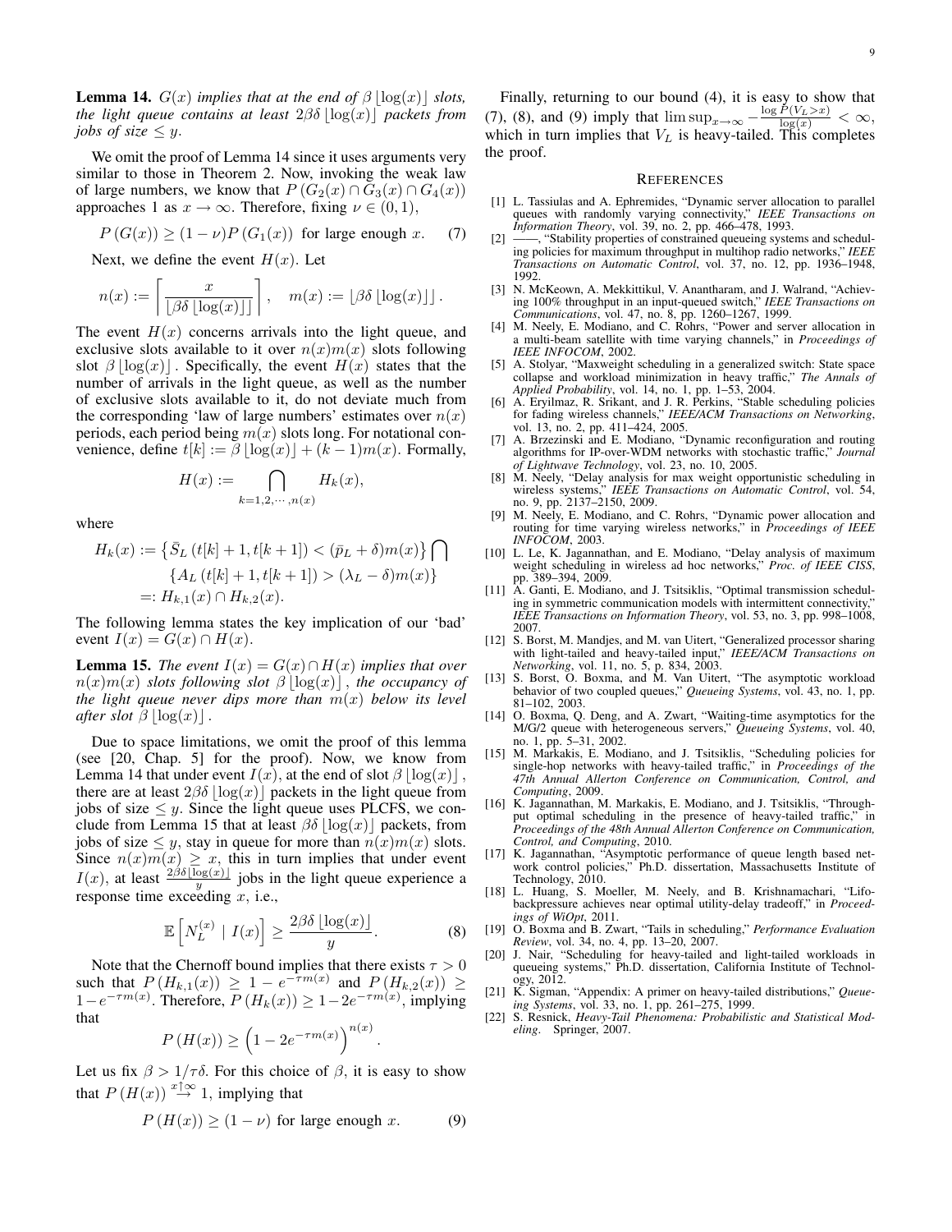**Lemma 14.** *$G(x)$ implies that at the end of $\beta \lfloor \log(x) \rfloor$ slots, the light queue contains at least $2\beta\delta \lfloor \log(x) \rfloor$ packets from jobs of size $\leq y$.*

We omit the proof of Lemma 14 since it uses arguments very similar to those in Theorem 2. Now, invoking the weak law of large numbers, we know that $P(G_2(x) \cap G_3(x) \cap G_4(x))$ approaches 1 as $x \to \infty$. Therefore, fixing $\nu \in (0,1)$,

$$P\left(G(x)\right) \geq (1-\nu) P\left(G_1(x)\right) \text{ for large enough } x. \quad (7)$$

Next, we define the event $H(x)$. Let

$$n(x) := \left\lceil \frac{x}{\lfloor \beta\delta \lfloor \log(x) \rfloor \rfloor} \right\rceil, \quad m(x) := \lfloor \beta\delta \lfloor \log(x) \rfloor \rfloor.$$

The event $H(x)$ concerns arrivals into the light queue, and exclusive slots available to it over $n(x)m(x)$ slots following slot $\beta \lfloor \log(x) \rfloor$. Specifically, the event $H(x)$ states that the number of arrivals in the light queue, as well as the number of exclusive slots available to it, do not deviate much from the corresponding 'law of large numbers' estimates over $n(x)$ periods, each period being $m(x)$ slots long. For notational convenience, define $t[k] := \beta \lfloor \log(x) \rfloor + (k-1)m(x)$. Formally,

$$H(x) := \bigcap_{k=1,2,\cdots,n(x)} H_k(x),$$

where

$$\begin{aligned} H_k(x) :=& \left\{ \bar{S}_L\left(t[k]+1, t[k+1]\right) < (\bar{p}_L + \delta) m(x) \right\} \bigcap \\ & \left\{ A_L\left(t[k]+1, t[k+1]\right) > (\lambda_L - \delta) m(x) \right\} \\ =:& \, H_{k,1}(x) \cap H_{k,2}(x). \end{aligned}$$

The following lemma states the key implication of our 'bad' event $I(x) = G(x) \cap H(x)$.

**Lemma 15.** *The event $I(x) = G(x) \cap H(x)$ implies that over $n(x)m(x)$ slots following slot $\beta \lfloor \log(x) \rfloor$, the occupancy of the light queue never dips more than $m(x)$ below its level after slot $\beta \lfloor \log(x) \rfloor$.*

Due to space limitations, we omit the proof of this lemma (see [20, Chap. 5] for the proof). Now, we know from Lemma 14 that under event $I(x)$, at the end of slot $\beta \lfloor \log(x) \rfloor$, there are at least $2\beta\delta \lfloor \log(x) \rfloor$ packets in the light queue from jobs of size $\leq y$. Since the light queue uses PLCFS, we conclude from Lemma 15 that at least $\beta\delta \lfloor \log(x) \rfloor$ packets, from jobs of size $\leq y$, stay in queue for more than $n(x)m(x)$ slots. Since $n(x)m(x) \geq x$, this in turn implies that under event $I(x)$, at least $\frac{2\beta\delta \lfloor \log(x) \rfloor}{y}$ jobs in the light queue experience a response time exceeding $x$, i.e.,

$$\mathbb{E}\left[ N_L^{(x)} \mid I(x) \right] \geq \frac{2\beta\delta \lfloor \log(x) \rfloor}{y}. \quad (8)$$

Note that the Chernoff bound implies that there exists $\tau > 0$ such that $P\left(H_{k,1}(x)\right) \geq 1 - e^{-\tau m(x)}$ and $P\left(H_{k,2}(x)\right) \geq 1 - e^{-\tau m(x)}$. Therefore, $P\left(H_k(x)\right) \geq 1 - 2e^{-\tau m(x)}$, implying that

$$P\left(H(x)\right) \geq \left(1 - 2e^{-\tau m(x)}\right)^{n(x)}.$$

Let us fix $\beta > 1/\tau\delta$. For this choice of $\beta$, it is easy to show that $P\left(H(x)\right) \overset{x \uparrow \infty}{\to} 1$, implying that

$$P\left(H(x)\right) \geq (1-\nu) \text{ for large enough } x. \quad (9)$$

Finally, returning to our bound (4), it is easy to show that (7), (8), and (9) imply that $\limsup_{x\to\infty} -\frac{\log P(V_L > x)}{\log(x)} < \infty$, which in turn implies that $V_L$ is heavy-tailed. This completes the proof.

## References

[1] L. Tassiulas and A. Ephremides, "Dynamic server allocation to parallel queues with randomly varying connectivity," *IEEE Transactions on Information Theory*, vol. 39, no. 2, pp. 466–478, 1993.

[2] ——, "Stability properties of constrained queueing systems and scheduling policies for maximum throughput in multihop radio networks," *IEEE Transactions on Automatic Control*, vol. 37, no. 12, pp. 1936–1948, 1992.

[3] N. McKeown, A. Mekkittikul, V. Anantharam, and J. Walrand, "Achieving 100% throughput in an input-queued switch," *IEEE Transactions on Communications*, vol. 47, no. 8, pp. 1260–1267, 1999.

[4] M. Neely, E. Modiano, and C. Rohrs, "Power and server allocation in a multi-beam satellite with time varying channels," in *Proceedings of IEEE INFOCOM*, 2002.

[5] A. Stolyar, "Maxweight scheduling in a generalized switch: State space collapse and workload minimization in heavy traffic," *The Annals of Applied Probability*, vol. 14, no. 1, pp. 1–53, 2004.

[6] A. Eryilmaz, R. Srikant, and J. R. Perkins, "Stable scheduling policies for fading wireless channels," *IEEE/ACM Transactions on Networking*, vol. 13, no. 2, pp. 411–424, 2005.

[7] A. Brzezinski and E. Modiano, "Dynamic reconfiguration and routing algorithms for IP-over-WDM networks with stochastic traffic," *Journal of Lightwave Technology*, vol. 23, no. 10, 2005.

[8] M. Neely, "Delay analysis for max weight opportunistic scheduling in wireless systems," *IEEE Transactions on Automatic Control*, vol. 54, no. 9, pp. 2137–2150, 2009.

[9] M. Neely, E. Modiano, and C. Rohrs, "Dynamic power allocation and routing for time varying wireless networks," in *Proceedings of IEEE INFOCOM*, 2003.

[10] L. Le, K. Jagannathan, and E. Modiano, "Delay analysis of maximum weight scheduling in wireless ad hoc networks," *Proc. of IEEE CISS*, pp. 389–394, 2009.

[11] A. Ganti, E. Modiano, and J. Tsitsiklis, "Optimal transmission scheduling in symmetric communication models with intermittent connectivity," *IEEE Transactions on Information Theory*, vol. 53, no. 3, pp. 998–1008, 2007.

[12] S. Borst, M. Mandjes, and M. van Uitert, "Generalized processor sharing with light-tailed and heavy-tailed input," *IEEE/ACM Transactions on Networking*, vol. 11, no. 5, p. 834, 2003.

[13] S. Borst, O. Boxma, and M. Van Uitert, "The asymptotic workload behavior of two coupled queues," *Queueing Systems*, vol. 43, no. 1, pp. 81–102, 2003.

[14] O. Boxma, Q. Deng, and A. Zwart, "Waiting-time asymptotics for the M/G/2 queue with heterogeneous servers," *Queueing Systems*, vol. 40, no. 1, pp. 5–31, 2002.

[15] M. Markakis, E. Modiano, and J. Tsitsiklis, "Scheduling policies for single-hop networks with heavy-tailed traffic," in *Proceedings of the 47th Annual Allerton Conference on Communication, Control, and Computing*, 2009.

[16] K. Jagannathan, M. Markakis, E. Modiano, and J. Tsitsiklis, "Throughput optimal scheduling in the presence of heavy-tailed traffic," in *Proceedings of the 48th Annual Allerton Conference on Communication, Control, and Computing*, 2010.

[17] K. Jagannathan, "Asymptotic performance of queue length based network control policies," Ph.D. dissertation, Massachusetts Institute of Technology, 2010.

[18] L. Huang, S. Moeller, M. Neely, and B. Krishnamachari, "Lifo-backpressure achieves near optimal utility-delay tradeoff," in *Proceedings of WiOpt*, 2011.

[19] O. Boxma and B. Zwart, "Tails in scheduling," *Performance Evaluation Review*, vol. 34, no. 4, pp. 13–20, 2007.

[20] J. Nair, "Scheduling for heavy-tailed and light-tailed workloads in queueing systems," Ph.D. dissertation, California Institute of Technology, 2012.

[21] K. Sigman, "Appendix: A primer on heavy-tailed distributions," *Queueing Systems*, vol. 33, no. 1, pp. 261–275, 1999.

[22] S. Resnick, *Heavy-Tail Phenomena: Probabilistic and Statistical Modeling*. Springer, 2007.